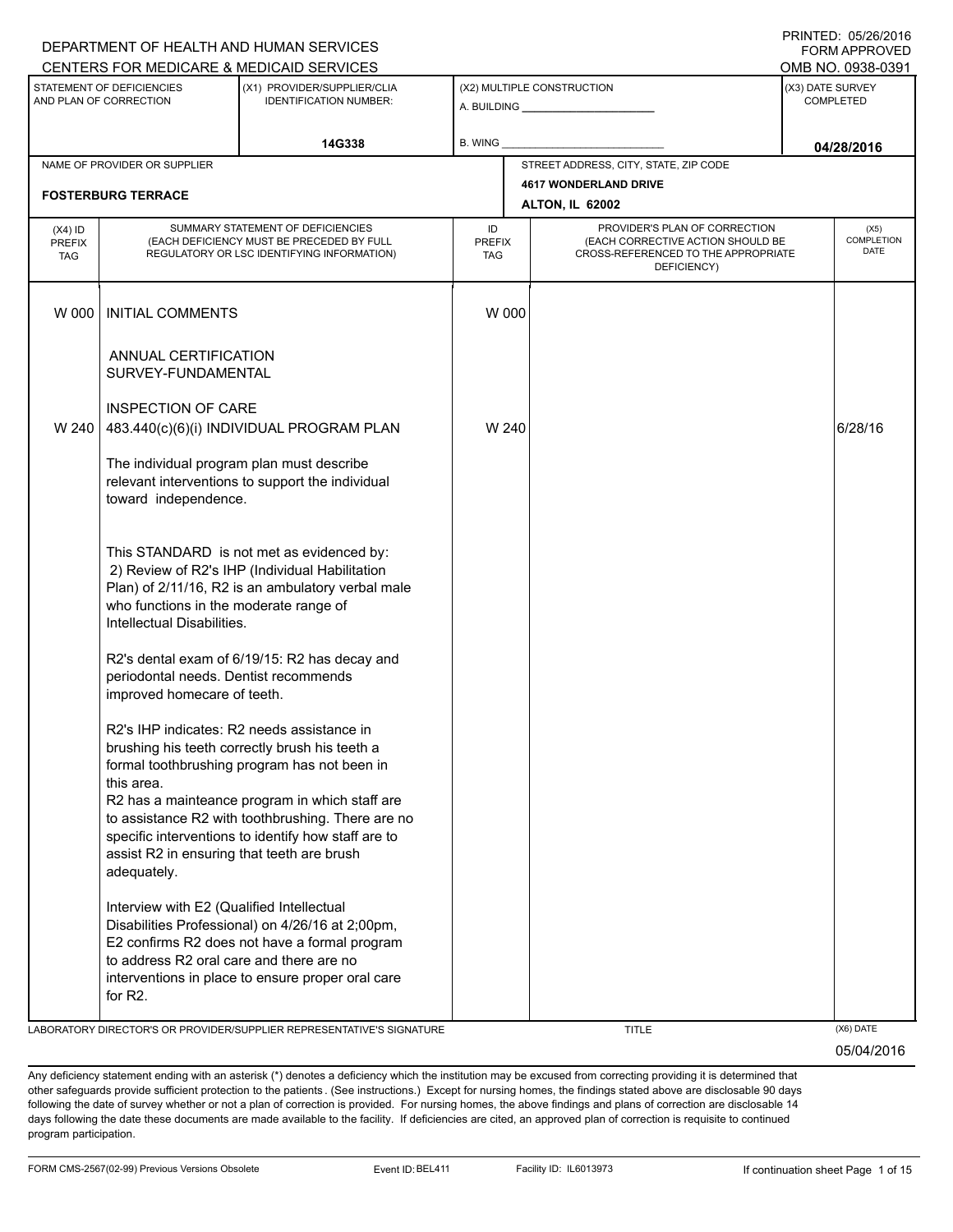DEPARTMENT OF HEALTH AND HUMAN SERVICES
CENTERS FOR MEDICARE & MEDICAID SERVICES

PRINTED: 05/26/2016
FORM APPROVED
OMB NO. 0938-0391

| STATEMENT OF DEFICIENCIES AND PLAN OF CORRECTION | (X1) PROVIDER/SUPPLIER/CLIA IDENTIFICATION NUMBER: | (X2) MULTIPLE CONSTRUCTION | (X3) DATE SURVEY COMPLETED |
|---|---|---|---|
| | 14G338 | A. BUILDING ______ B. WING ______ | 04/28/2016 |

| NAME OF PROVIDER OR SUPPLIER | STREET ADDRESS, CITY, STATE, ZIP CODE |
|---|---|
| FOSTERBURG TERRACE | 4617 WONDERLAND DRIVE ALTON, IL 62002 |

| (X4) ID PREFIX TAG | SUMMARY STATEMENT OF DEFICIENCIES (EACH DEFICIENCY MUST BE PRECEDED BY FULL REGULATORY OR LSC IDENTIFYING INFORMATION) | ID PREFIX TAG | PROVIDER'S PLAN OF CORRECTION (EACH CORRECTIVE ACTION SHOULD BE CROSS-REFERENCED TO THE APPROPRIATE DEFICIENCY) | (X5) COMPLETION DATE |
|---|---|---|---|---|
| W 000 | INITIAL COMMENTS<br><br>ANNUAL CERTIFICATION SURVEY-FUNDAMENTAL<br><br>INSPECTION OF CARE | W 000 | | |
| W 240 | 483.440(c)(6)(i) INDIVIDUAL PROGRAM PLAN<br><br>The individual program plan must describe relevant interventions to support the individual toward independence.<br><br>This STANDARD is not met as evidenced by:<br>2) Review of R2's IHP (Individual Habilitation Plan) of 2/11/16, R2 is an ambulatory verbal male who functions in the moderate range of Intellectual Disabilities.<br><br>R2's dental exam of 6/19/15: R2 has decay and periodontal needs. Dentist recommends improved homecare of teeth.<br><br>R2's IHP indicates: R2 needs assistance in brushing his teeth correctly brush his teeth a formal toothbrushing program has not been in this area.<br>R2 has a mainteance program in which staff are to assistance R2 with toothbrushing. There are no specific interventions to identify how staff are to assist R2 in ensuring that teeth are brush adequately.<br><br>Interview with E2 (Qualified Intellectual Disabilities Professional) on 4/26/16 at 2;00pm, E2 confirms R2 does not have a formal program to address R2 oral care and there are no interventions in place to ensure proper oral care for R2. | W 240 | | 6/28/16 |

LABORATORY DIRECTOR'S OR PROVIDER/SUPPLIER REPRESENTATIVE'S SIGNATURE | TITLE | (X6) DATE 05/04/2016

Any deficiency statement ending with an asterisk (*) denotes a deficiency which the institution may be excused from correcting providing it is determined that other safeguards provide sufficient protection to the patients . (See instructions.) Except for nursing homes, the findings stated above are disclosable 90 days following the date of survey whether or not a plan of correction is provided. For nursing homes, the above findings and plans of correction are disclosable 14 days following the date these documents are made available to the facility. If deficiencies are cited, an approved plan of correction is requisite to continued program participation.

FORM CMS-2567(02-99) Previous Versions Obsolete | Event ID: BEL411 | Facility ID: IL6013973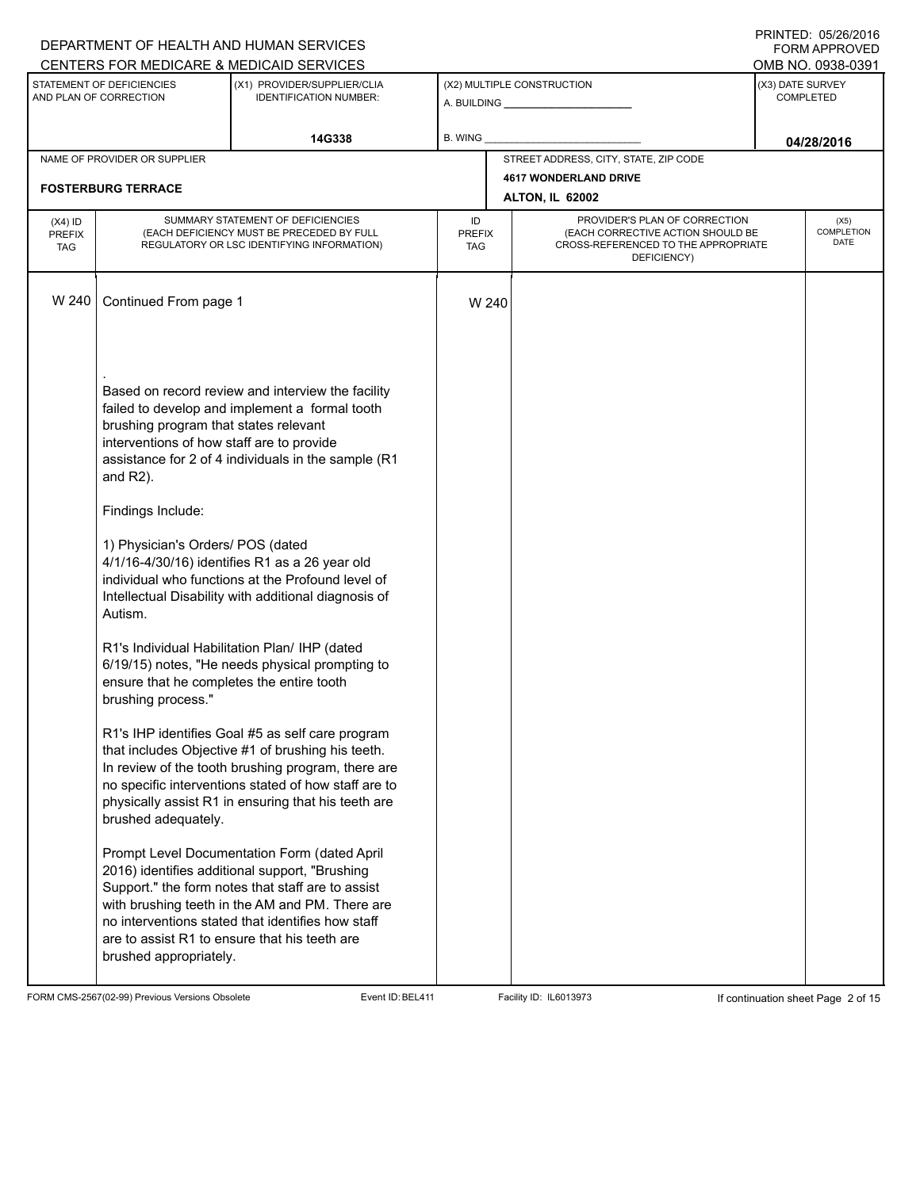DEPARTMENT OF HEALTH AND HUMAN SERVICES
CENTERS FOR MEDICARE & MEDICAID SERVICES

PRINTED: 05/26/2016
FORM APPROVED
OMB NO. 0938-0391

| STATEMENT OF DEFICIENCIES AND PLAN OF CORRECTION | (X1) PROVIDER/SUPPLIER/CLIA IDENTIFICATION NUMBER: | (X2) MULTIPLE CONSTRUCTION | (X3) DATE SURVEY COMPLETED |
|---|---|---|---|
| | 14G338 | A. BUILDING ______ B. WING ______ | 04/28/2016 |

| NAME OF PROVIDER OR SUPPLIER | STREET ADDRESS, CITY, STATE, ZIP CODE |
|---|---|
| FOSTERBURG TERRACE | 4617 WONDERLAND DRIVE ALTON, IL 62002 |

| (X4) ID PREFIX TAG | SUMMARY STATEMENT OF DEFICIENCIES (EACH DEFICIENCY MUST BE PRECEDED BY FULL REGULATORY OR LSC IDENTIFYING INFORMATION) | ID PREFIX TAG | PROVIDER'S PLAN OF CORRECTION (EACH CORRECTIVE ACTION SHOULD BE CROSS-REFERENCED TO THE APPROPRIATE DEFICIENCY) | (X5) COMPLETION DATE |
|---|---|---|---|---|
| W 240 | Continued From page 1 | W 240 | | |

.

Based on record review and interview the facility failed to develop and implement a formal tooth brushing program that states relevant interventions of how staff are to provide assistance for 2 of 4 individuals in the sample (R1 and R2).

Findings Include:

1) Physician's Orders/ POS (dated 4/1/16-4/30/16) identifies R1 as a 26 year old individual who functions at the Profound level of Intellectual Disability with additional diagnosis of Autism.

R1's Individual Habilitation Plan/ IHP (dated 6/19/15) notes, "He needs physical prompting to ensure that he completes the entire tooth brushing process."

R1's IHP identifies Goal #5 as self care program that includes Objective #1 of brushing his teeth. In review of the tooth brushing program, there are no specific interventions stated of how staff are to physically assist R1 in ensuring that his teeth are brushed adequately.

Prompt Level Documentation Form (dated April 2016) identifies additional support, "Brushing Support." the form notes that staff are to assist with brushing teeth in the AM and PM. There are no interventions stated that identifies how staff are to assist R1 to ensure that his teeth are brushed appropriately.

FORM CMS-2567(02-99) Previous Versions Obsolete | Event ID: BEL411 | Facility ID: IL6013973 | If continuation sheet Page 2 of 15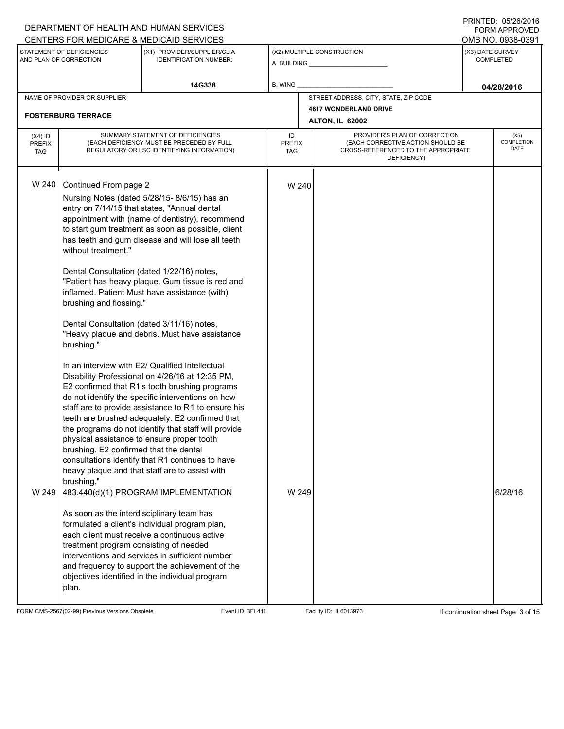DEPARTMENT OF HEALTH AND HUMAN SERVICES
CENTERS FOR MEDICARE & MEDICAID SERVICES

PRINTED: 05/26/2016
FORM APPROVED
OMB NO. 0938-0391

| STATEMENT OF DEFICIENCIES AND PLAN OF CORRECTION | (X1) PROVIDER/SUPPLIER/CLIA IDENTIFICATION NUMBER: | (X2) MULTIPLE CONSTRUCTION | (X3) DATE SURVEY COMPLETED |
|---|---|---|---|
| | 14G338 | A. BUILDING ______ B. WING ______ | 04/28/2016 |

| NAME OF PROVIDER OR SUPPLIER | STREET ADDRESS, CITY, STATE, ZIP CODE |
|---|---|
| FOSTERBURG TERRACE | 4617 WONDERLAND DRIVE ALTON, IL 62002 |

| (X4) ID PREFIX TAG | SUMMARY STATEMENT OF DEFICIENCIES (EACH DEFICIENCY MUST BE PRECEDED BY FULL REGULATORY OR LSC IDENTIFYING INFORMATION) | ID PREFIX TAG | PROVIDER'S PLAN OF CORRECTION (EACH CORRECTIVE ACTION SHOULD BE CROSS-REFERENCED TO THE APPROPRIATE DEFICIENCY) | (X5) COMPLETION DATE |
|---|---|---|---|---|
| W 240 | Continued From page 2<br><br>Nursing Notes (dated 5/28/15- 8/6/15) has an entry on 7/14/15 that states, "Annual dental appointment with (name of dentistry), recommend to start gum treatment as soon as possible, client has teeth and gum disease and will lose all teeth without treatment."<br><br>Dental Consultation (dated 1/22/16) notes, "Patient has heavy plaque. Gum tissue is red and inflamed. Patient Must have assistance (with) brushing and flossing."<br><br>Dental Consultation (dated 3/11/16) notes, "Heavy plaque and debris. Must have assistance brushing."<br><br>In an interview with E2/ Qualified Intellectual Disability Professional on 4/26/16 at 12:35 PM, E2 confirmed that R1's tooth brushing programs do not identify the specific interventions on how staff are to provide assistance to R1 to ensure his teeth are brushed adequately. E2 confirmed that the programs do not identify that staff will provide physical assistance to ensure proper tooth brushing. E2 confirmed that the dental consultations identify that R1 continues to have heavy plaque and that staff are to assist with brushing." | W 240 | | |
| W 249 | 483.440(d)(1) PROGRAM IMPLEMENTATION<br><br>As soon as the interdisciplinary team has formulated a client's individual program plan, each client must receive a continuous active treatment program consisting of needed interventions and services in sufficient number and frequency to support the achievement of the objectives identified in the individual program plan. | W 249 | | 6/28/16 |

FORM CMS-2567(02-99) Previous Versions Obsolete   Event ID: BEL411   Facility ID: IL6013973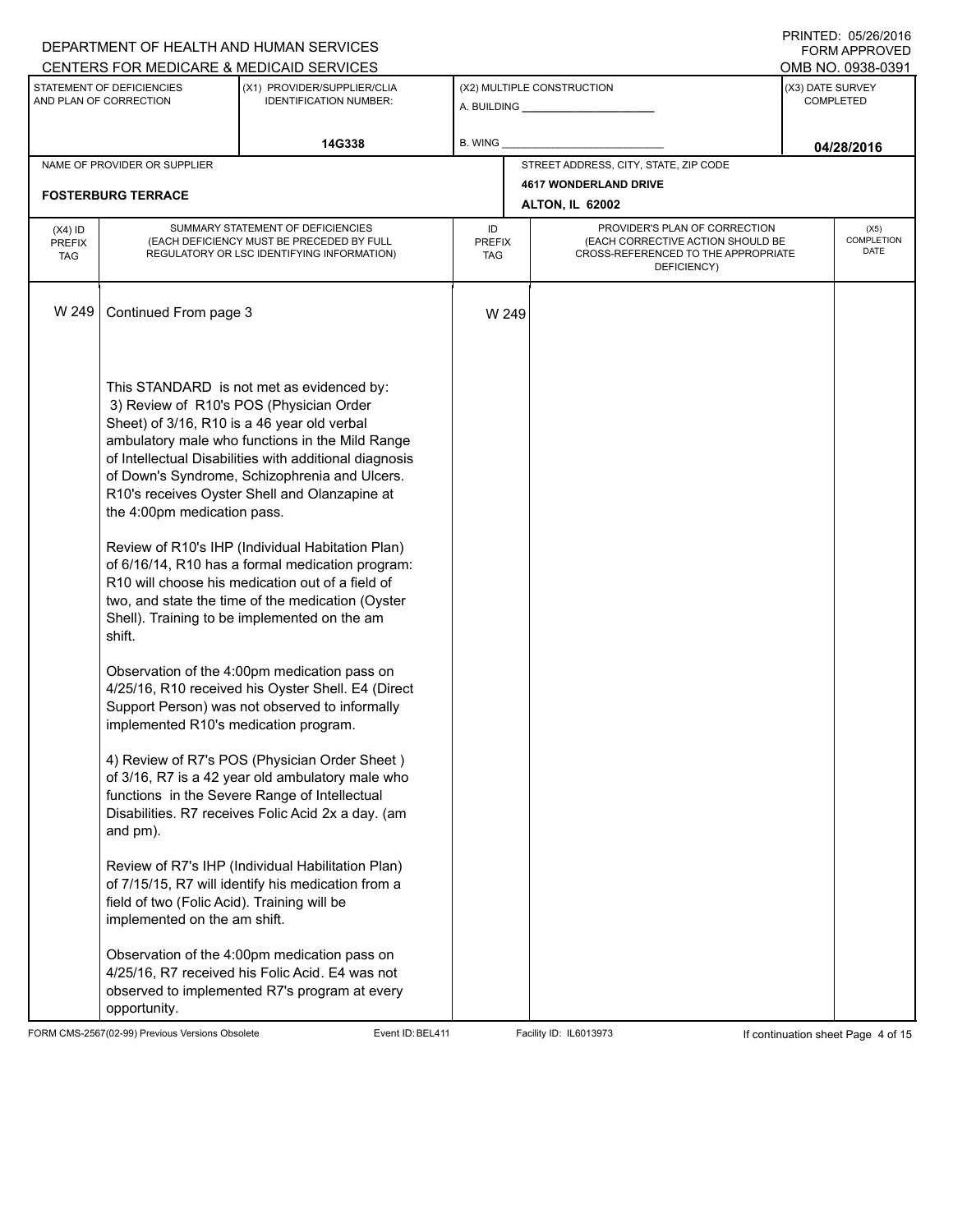DEPARTMENT OF HEALTH AND HUMAN SERVICES
CENTERS FOR MEDICARE & MEDICAID SERVICES

PRINTED: 05/26/2016
FORM APPROVED
OMB NO. 0938-0391

| STATEMENT OF DEFICIENCIES AND PLAN OF CORRECTION | (X1) PROVIDER/SUPPLIER/CLIA IDENTIFICATION NUMBER: | (X2) MULTIPLE CONSTRUCTION | (X3) DATE SURVEY COMPLETED |
|---|---|---|---|
| | 14G338 | A. BUILDING ______ B. WING ______ | 04/28/2016 |

| NAME OF PROVIDER OR SUPPLIER | STREET ADDRESS, CITY, STATE, ZIP CODE |
|---|---|
| FOSTERBURG TERRACE | 4617 WONDERLAND DRIVE ALTON, IL 62002 |

| (X4) ID PREFIX TAG | SUMMARY STATEMENT OF DEFICIENCIES (EACH DEFICIENCY MUST BE PRECEDED BY FULL REGULATORY OR LSC IDENTIFYING INFORMATION) | ID PREFIX TAG | PROVIDER'S PLAN OF CORRECTION (EACH CORRECTIVE ACTION SHOULD BE CROSS-REFERENCED TO THE APPROPRIATE DEFICIENCY) | (X5) COMPLETION DATE |
|---|---|---|---|---|
| W 249 | Continued From page 3 | W 249 | | |

This STANDARD is not met as evidenced by:
3) Review of R10's POS (Physician Order Sheet) of 3/16, R10 is a 46 year old verbal ambulatory male who functions in the Mild Range of Intellectual Disabilities with additional diagnosis of Down's Syndrome, Schizophrenia and Ulcers. R10's receives Oyster Shell and Olanzapine at the 4:00pm medication pass.

Review of R10's IHP (Individual Habitation Plan) of 6/16/14, R10 has a formal medication program: R10 will choose his medication out of a field of two, and state the time of the medication (Oyster Shell). Training to be implemented on the am shift.

Observation of the 4:00pm medication pass on 4/25/16, R10 received his Oyster Shell. E4 (Direct Support Person) was not observed to informally implemented R10's medication program.

4) Review of R7's POS (Physician Order Sheet ) of 3/16, R7 is a 42 year old ambulatory male who functions in the Severe Range of Intellectual Disabilities. R7 receives Folic Acid 2x a day. (am and pm).

Review of R7's IHP (Individual Habilitation Plan) of 7/15/15, R7 will identify his medication from a field of two (Folic Acid). Training will be implemented on the am shift.

Observation of the 4:00pm medication pass on 4/25/16, R7 received his Folic Acid. E4 was not observed to implemented R7's program at every opportunity.

FORM CMS-2567(02-99) Previous Versions Obsolete Event ID: BEL411 Facility ID: IL6013973 If continuation sheet Page 4 of 15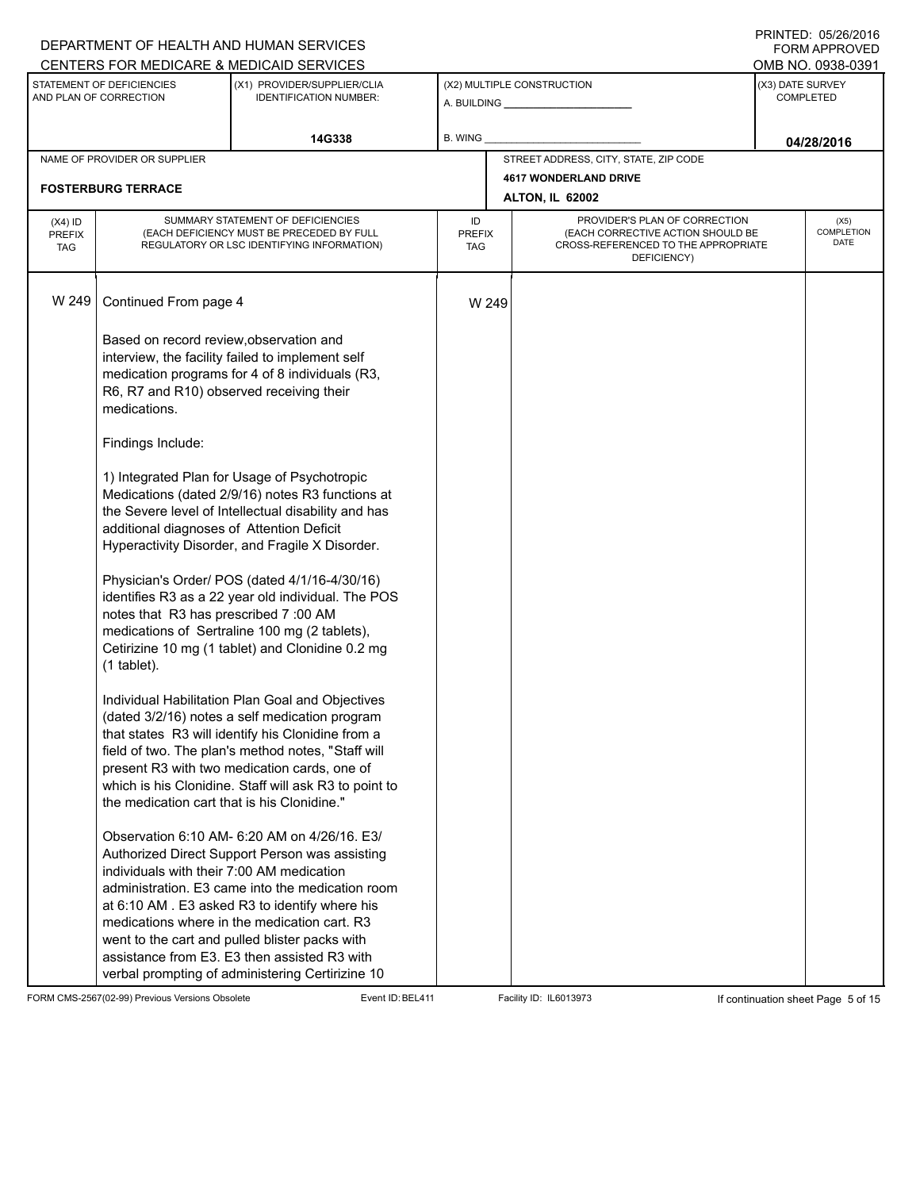DEPARTMENT OF HEALTH AND HUMAN SERVICES
CENTERS FOR MEDICARE & MEDICAID SERVICES

PRINTED: 05/26/2016
FORM APPROVED
OMB NO. 0938-0391

| STATEMENT OF DEFICIENCIES AND PLAN OF CORRECTION | (X1) PROVIDER/SUPPLIER/CLIA IDENTIFICATION NUMBER: | (X2) MULTIPLE CONSTRUCTION | (X3) DATE SURVEY COMPLETED |
|---|---|---|---|
| | 14G338 | A. BUILDING ______ B. WING ______ | 04/28/2016 |

| NAME OF PROVIDER OR SUPPLIER | STREET ADDRESS, CITY, STATE, ZIP CODE |
|---|---|
| FOSTERBURG TERRACE | 4617 WONDERLAND DRIVE ALTON, IL 62002 |

| (X4) ID PREFIX TAG | SUMMARY STATEMENT OF DEFICIENCIES (EACH DEFICIENCY MUST BE PRECEDED BY FULL REGULATORY OR LSC IDENTIFYING INFORMATION) | ID PREFIX TAG | PROVIDER'S PLAN OF CORRECTION (EACH CORRECTIVE ACTION SHOULD BE CROSS-REFERENCED TO THE APPROPRIATE DEFICIENCY) | (X5) COMPLETION DATE |
|---|---|---|---|---|
| W 249 | Continued From page 4 | W 249 | | |

Based on record review,observation and interview, the facility failed to implement self medication programs for 4 of 8 individuals (R3, R6, R7 and R10) observed receiving their medications.

Findings Include:

1) Integrated Plan for Usage of Psychotropic Medications (dated 2/9/16) notes R3 functions at the Severe level of Intellectual disability and has additional diagnoses of Attention Deficit Hyperactivity Disorder, and Fragile X Disorder.

Physician's Order/ POS (dated 4/1/16-4/30/16) identifies R3 as a 22 year old individual. The POS notes that R3 has prescribed 7 :00 AM medications of Sertraline 100 mg (2 tablets), Cetirizine 10 mg (1 tablet) and Clonidine 0.2 mg (1 tablet).

Individual Habilitation Plan Goal and Objectives (dated 3/2/16) notes a self medication program that states R3 will identify his Clonidine from a field of two. The plan's method notes, "Staff will present R3 with two medication cards, one of which is his Clonidine. Staff will ask R3 to point to the medication cart that is his Clonidine."

Observation 6:10 AM- 6:20 AM on 4/26/16. E3/ Authorized Direct Support Person was assisting individuals with their 7:00 AM medication administration. E3 came into the medication room at 6:10 AM . E3 asked R3 to identify where his medications where in the medication cart. R3 went to the cart and pulled blister packs with assistance from E3. E3 then assisted R3 with verbal prompting of administering Certirizine 10

FORM CMS-2567(02-99) Previous Versions Obsolete Event ID: BEL411 Facility ID: IL6013973 If continuation sheet Page 5 of 15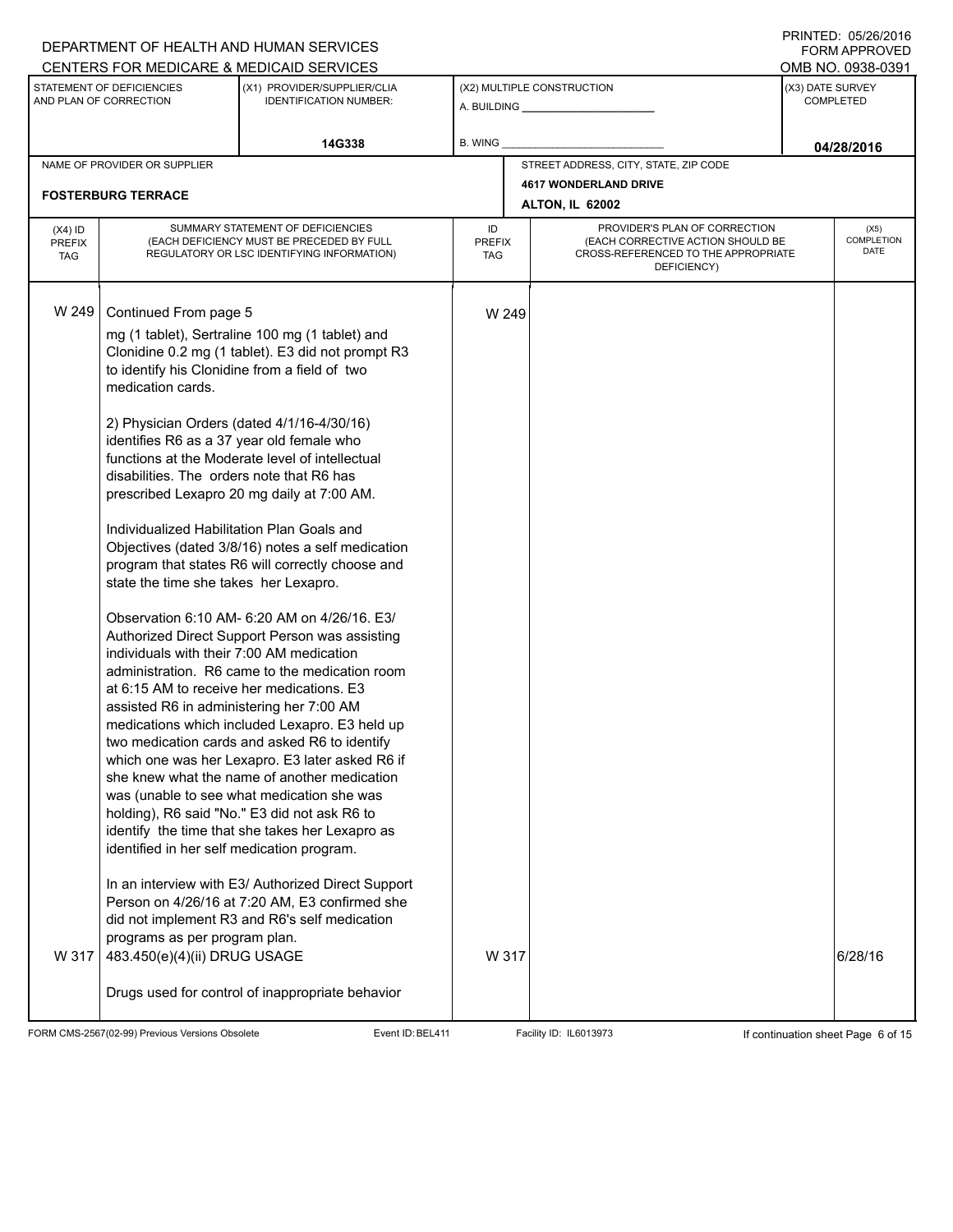DEPARTMENT OF HEALTH AND HUMAN SERVICES
CENTERS FOR MEDICARE & MEDICAID SERVICES

PRINTED: 05/26/2016
FORM APPROVED
OMB NO. 0938-0391

| STATEMENT OF DEFICIENCIES AND PLAN OF CORRECTION | (X1) PROVIDER/SUPPLIER/CLIA IDENTIFICATION NUMBER: | (X2) MULTIPLE CONSTRUCTION | (X3) DATE SURVEY COMPLETED |
|---|---|---|---|
| | 14G338 | A. BUILDING ___ B. WING ___ | 04/28/2016 |

| NAME OF PROVIDER OR SUPPLIER | STREET ADDRESS, CITY, STATE, ZIP CODE |
|---|---|
| FOSTERBURG TERRACE | 4617 WONDERLAND DRIVE ALTON, IL 62002 |

| (X4) ID PREFIX TAG | SUMMARY STATEMENT OF DEFICIENCIES (EACH DEFICIENCY MUST BE PRECEDED BY FULL REGULATORY OR LSC IDENTIFYING INFORMATION) | ID PREFIX TAG | PROVIDER'S PLAN OF CORRECTION (EACH CORRECTIVE ACTION SHOULD BE CROSS-REFERENCED TO THE APPROPRIATE DEFICIENCY) | (X5) COMPLETION DATE |
|---|---|---|---|---|
| W 249 | Continued From page 5<br><br>mg (1 tablet), Sertraline 100 mg (1 tablet) and Clonidine 0.2 mg (1 tablet). E3 did not prompt R3 to identify his Clonidine from a field of two medication cards.<br><br>2) Physician Orders (dated 4/1/16-4/30/16) identifies R6 as a 37 year old female who functions at the Moderate level of intellectual disabilities. The orders note that R6 has prescribed Lexapro 20 mg daily at 7:00 AM.<br><br>Individualized Habilitation Plan Goals and Objectives (dated 3/8/16) notes a self medication program that states R6 will correctly choose and state the time she takes her Lexapro.<br><br>Observation 6:10 AM- 6:20 AM on 4/26/16. E3/ Authorized Direct Support Person was assisting individuals with their 7:00 AM medication administration. R6 came to the medication room at 6:15 AM to receive her medications. E3 assisted R6 in administering her 7:00 AM medications which included Lexapro. E3 held up two medication cards and asked R6 to identify which one was her Lexapro. E3 later asked R6 if she knew what the name of another medication was (unable to see what medication she was holding), R6 said "No." E3 did not ask R6 to identify the time that she takes her Lexapro as identified in her self medication program.<br><br>In an interview with E3/ Authorized Direct Support Person on 4/26/16 at 7:20 AM, E3 confirmed she did not implement R3 and R6's self medication programs as per program plan. | W 249 | | |
| W 317 | 483.450(e)(4)(ii) DRUG USAGE<br><br>Drugs used for control of inappropriate behavior | W 317 | | 6/28/16 |

FORM CMS-2567(02-99) Previous Versions Obsolete | Event ID: BEL411 | Facility ID: IL6013973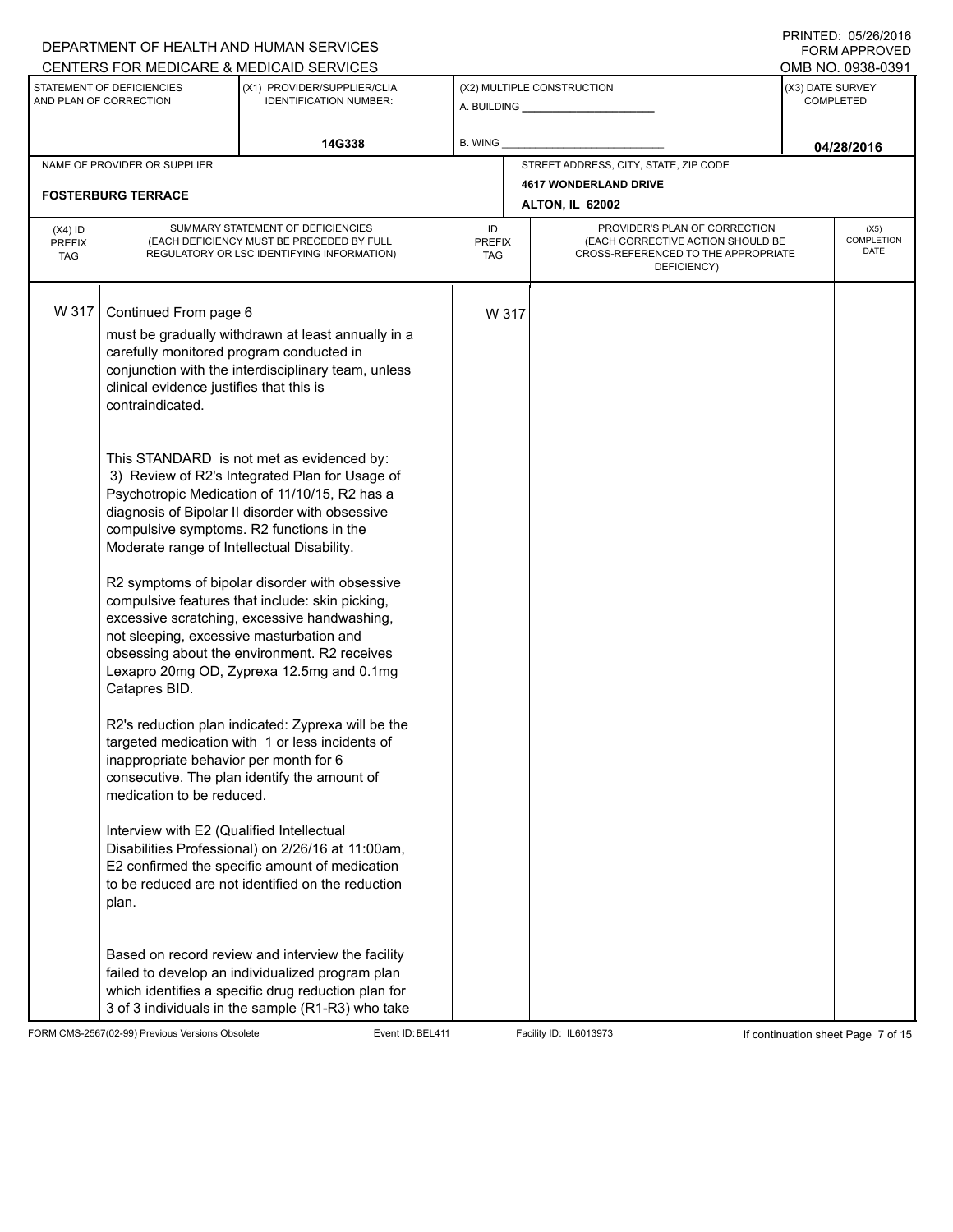DEPARTMENT OF HEALTH AND HUMAN SERVICES
CENTERS FOR MEDICARE & MEDICAID SERVICES

PRINTED: 05/26/2016
FORM APPROVED
OMB NO. 0938-0391

| STATEMENT OF DEFICIENCIES AND PLAN OF CORRECTION | (X1) PROVIDER/SUPPLIER/CLIA IDENTIFICATION NUMBER: | (X2) MULTIPLE CONSTRUCTION | (X3) DATE SURVEY COMPLETED |
|---|---|---|---|
| | 14G338 | A. BUILDING ______ B. WING ______ | 04/28/2016 |

| NAME OF PROVIDER OR SUPPLIER | STREET ADDRESS, CITY, STATE, ZIP CODE |
|---|---|
| FOSTERBURG TERRACE | 4617 WONDERLAND DRIVE ALTON, IL 62002 |

| (X4) ID PREFIX TAG | SUMMARY STATEMENT OF DEFICIENCIES (EACH DEFICIENCY MUST BE PRECEDED BY FULL REGULATORY OR LSC IDENTIFYING INFORMATION) | ID PREFIX TAG | PROVIDER'S PLAN OF CORRECTION (EACH CORRECTIVE ACTION SHOULD BE CROSS-REFERENCED TO THE APPROPRIATE DEFICIENCY) | (X5) COMPLETION DATE |
|---|---|---|---|---|
| W 317 | Continued From page 6 | W 317 | | |

must be gradually withdrawn at least annually in a carefully monitored program conducted in conjunction with the interdisciplinary team, unless clinical evidence justifies that this is contraindicated.

This STANDARD is not met as evidenced by:
3) Review of R2's Integrated Plan for Usage of Psychotropic Medication of 11/10/15, R2 has a diagnosis of Bipolar II disorder with obsessive compulsive symptoms. R2 functions in the Moderate range of Intellectual Disability.

R2 symptoms of bipolar disorder with obsessive compulsive features that include: skin picking, excessive scratching, excessive handwashing, not sleeping, excessive masturbation and obsessing about the environment. R2 receives Lexapro 20mg OD, Zyprexa 12.5mg and 0.1mg Catapres BID.

R2's reduction plan indicated: Zyprexa will be the targeted medication with 1 or less incidents of inappropriate behavior per month for 6 consecutive. The plan identify the amount of medication to be reduced.

Interview with E2 (Qualified Intellectual Disabilities Professional) on 2/26/16 at 11:00am, E2 confirmed the specific amount of medication to be reduced are not identified on the reduction plan.

Based on record review and interview the facility failed to develop an individualized program plan which identifies a specific drug reduction plan for 3 of 3 individuals in the sample (R1-R3) who take

FORM CMS-2567(02-99) Previous Versions Obsolete Event ID: BEL411 Facility ID: IL6013973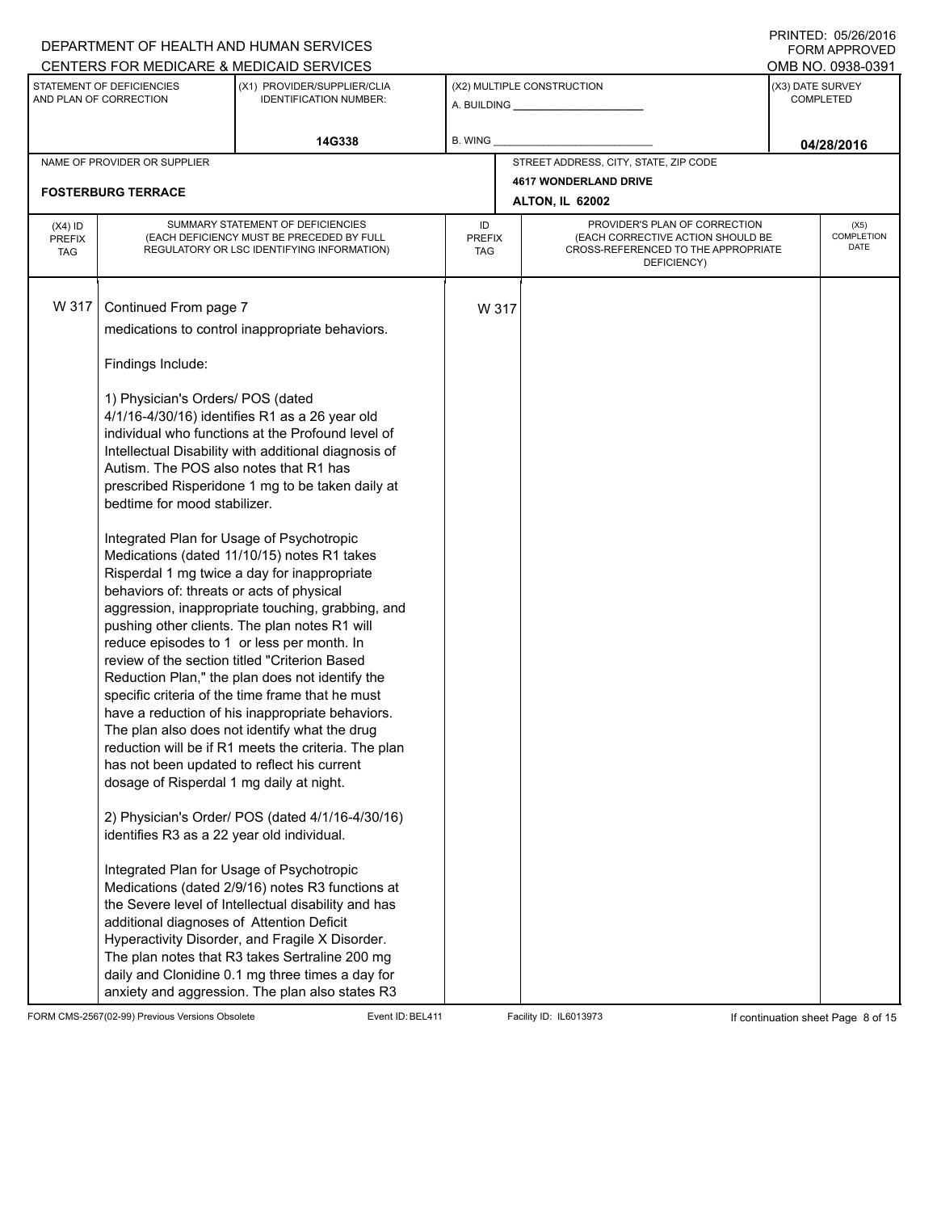DEPARTMENT OF HEALTH AND HUMAN SERVICES
CENTERS FOR MEDICARE & MEDICAID SERVICES

PRINTED: 05/26/2016
FORM APPROVED
OMB NO. 0938-0391

| STATEMENT OF DEFICIENCIES AND PLAN OF CORRECTION | (X1) PROVIDER/SUPPLIER/CLIA IDENTIFICATION NUMBER: | (X2) MULTIPLE CONSTRUCTION | (X3) DATE SURVEY COMPLETED |
|---|---|---|---|
| | 14G338 | A. BUILDING ______ B. WING ______ | 04/28/2016 |

| NAME OF PROVIDER OR SUPPLIER | STREET ADDRESS, CITY, STATE, ZIP CODE |
|---|---|
| FOSTERBURG TERRACE | 4617 WONDERLAND DRIVE ALTON, IL 62002 |

| (X4) ID PREFIX TAG | SUMMARY STATEMENT OF DEFICIENCIES (EACH DEFICIENCY MUST BE PRECEDED BY FULL REGULATORY OR LSC IDENTIFYING INFORMATION) | ID PREFIX TAG | PROVIDER'S PLAN OF CORRECTION (EACH CORRECTIVE ACTION SHOULD BE CROSS-REFERENCED TO THE APPROPRIATE DEFICIENCY) | (X5) COMPLETION DATE |
|---|---|---|---|---|
| W 317 | Continued From page 7 | W 317 | | |

medications to control inappropriate behaviors.

Findings Include:

1) Physician's Orders/ POS (dated 4/1/16-4/30/16) identifies R1 as a 26 year old individual who functions at the Profound level of Intellectual Disability with additional diagnosis of Autism. The POS also notes that R1 has prescribed Risperidone 1 mg to be taken daily at bedtime for mood stabilizer.

Integrated Plan for Usage of Psychotropic Medications (dated 11/10/15) notes R1 takes Risperdal 1 mg twice a day for inappropriate behaviors of: threats or acts of physical aggression, inappropriate touching, grabbing, and pushing other clients. The plan notes R1 will reduce episodes to 1 or less per month. In review of the section titled "Criterion Based Reduction Plan," the plan does not identify the specific criteria of the time frame that he must have a reduction of his inappropriate behaviors. The plan also does not identify what the drug reduction will be if R1 meets the criteria. The plan has not been updated to reflect his current dosage of Risperdal 1 mg daily at night.

2) Physician's Order/ POS (dated 4/1/16-4/30/16) identifies R3 as a 22 year old individual.

Integrated Plan for Usage of Psychotropic Medications (dated 2/9/16) notes R3 functions at the Severe level of Intellectual disability and has additional diagnoses of Attention Deficit Hyperactivity Disorder, and Fragile X Disorder. The plan notes that R3 takes Sertraline 200 mg daily and Clonidine 0.1 mg three times a day for anxiety and aggression. The plan also states R3

FORM CMS-2567(02-99) Previous Versions Obsolete Event ID: BEL411 Facility ID: IL6013973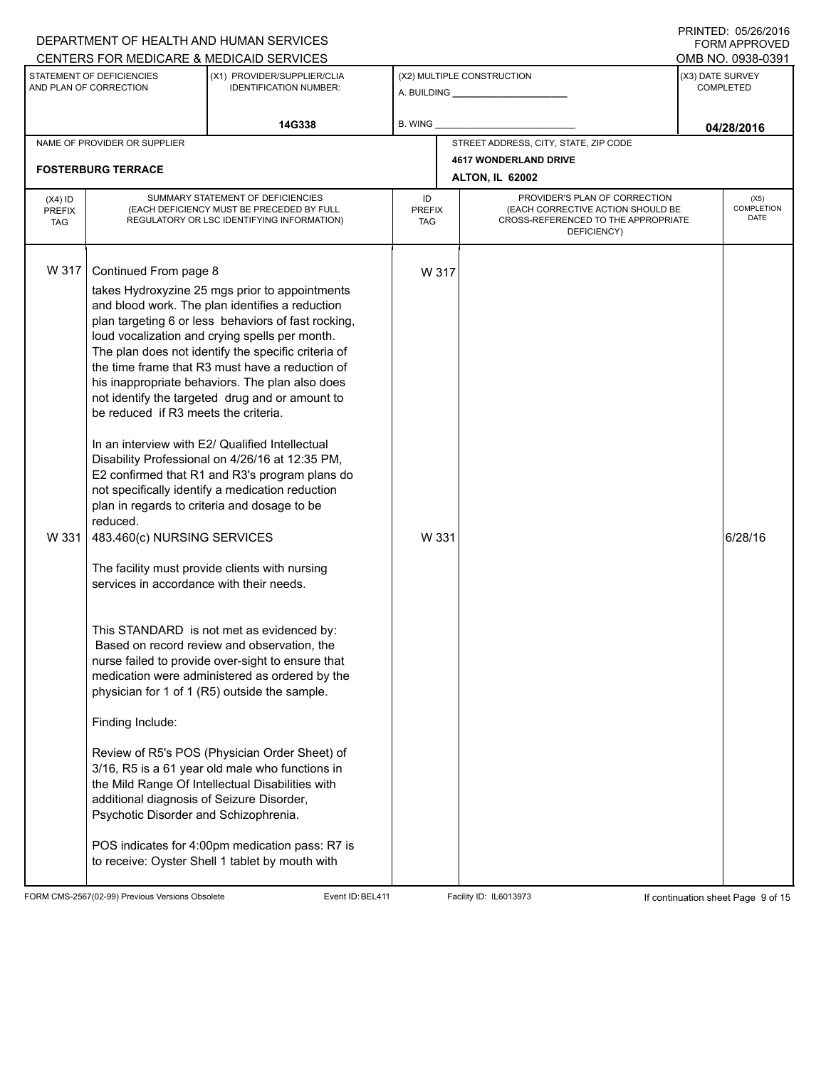DEPARTMENT OF HEALTH AND HUMAN SERVICES
CENTERS FOR MEDICARE & MEDICAID SERVICES

PRINTED: 05/26/2016
FORM APPROVED
OMB NO. 0938-0391

| STATEMENT OF DEFICIENCIES AND PLAN OF CORRECTION | (X1) PROVIDER/SUPPLIER/CLIA IDENTIFICATION NUMBER: | (X2) MULTIPLE CONSTRUCTION | (X3) DATE SURVEY COMPLETED |
|---|---|---|---|
| | 14G338 | A. BUILDING ______ B. WING ______ | 04/28/2016 |

| NAME OF PROVIDER OR SUPPLIER | STREET ADDRESS, CITY, STATE, ZIP CODE |
|---|---|
| FOSTERBURG TERRACE | 4617 WONDERLAND DRIVE ALTON, IL 62002 |

| (X4) ID PREFIX TAG | SUMMARY STATEMENT OF DEFICIENCIES (EACH DEFICIENCY MUST BE PRECEDED BY FULL REGULATORY OR LSC IDENTIFYING INFORMATION) | ID PREFIX TAG | PROVIDER'S PLAN OF CORRECTION (EACH CORRECTIVE ACTION SHOULD BE CROSS-REFERENCED TO THE APPROPRIATE DEFICIENCY) | (X5) COMPLETION DATE |
|---|---|---|---|---|
| W 317 | Continued From page 8<br><br>takes Hydroxyzine 25 mgs prior to appointments and blood work. The plan identifies a reduction plan targeting 6 or less behaviors of fast rocking, loud vocalization and crying spells per month. The plan does not identify the specific criteria of the time frame that R3 must have a reduction of his inappropriate behaviors. The plan also does not identify the targeted drug and or amount to be reduced if R3 meets the criteria.<br><br>In an interview with E2/ Qualified Intellectual Disability Professional on 4/26/16 at 12:35 PM, E2 confirmed that R1 and R3's program plans do not specifically identify a medication reduction plan in regards to criteria and dosage to be reduced. | W 317 | | |
| W 331 | 483.460(c) NURSING SERVICES<br><br>The facility must provide clients with nursing services in accordance with their needs.<br><br>This STANDARD is not met as evidenced by:<br>Based on record review and observation, the nurse failed to provide over-sight to ensure that medication were administered as ordered by the physician for 1 of 1 (R5) outside the sample.<br><br>Finding Include:<br><br>Review of R5's POS (Physician Order Sheet) of 3/16, R5 is a 61 year old male who functions in the Mild Range Of Intellectual Disabilities with additional diagnosis of Seizure Disorder, Psychotic Disorder and Schizophrenia.<br><br>POS indicates for 4:00pm medication pass: R7 is to receive: Oyster Shell 1 tablet by mouth with | W 331 | | 6/28/16 |

FORM CMS-2567(02-99) Previous Versions Obsolete Event ID: BEL411 Facility ID: IL6013973 If continuation sheet Page 9 of 15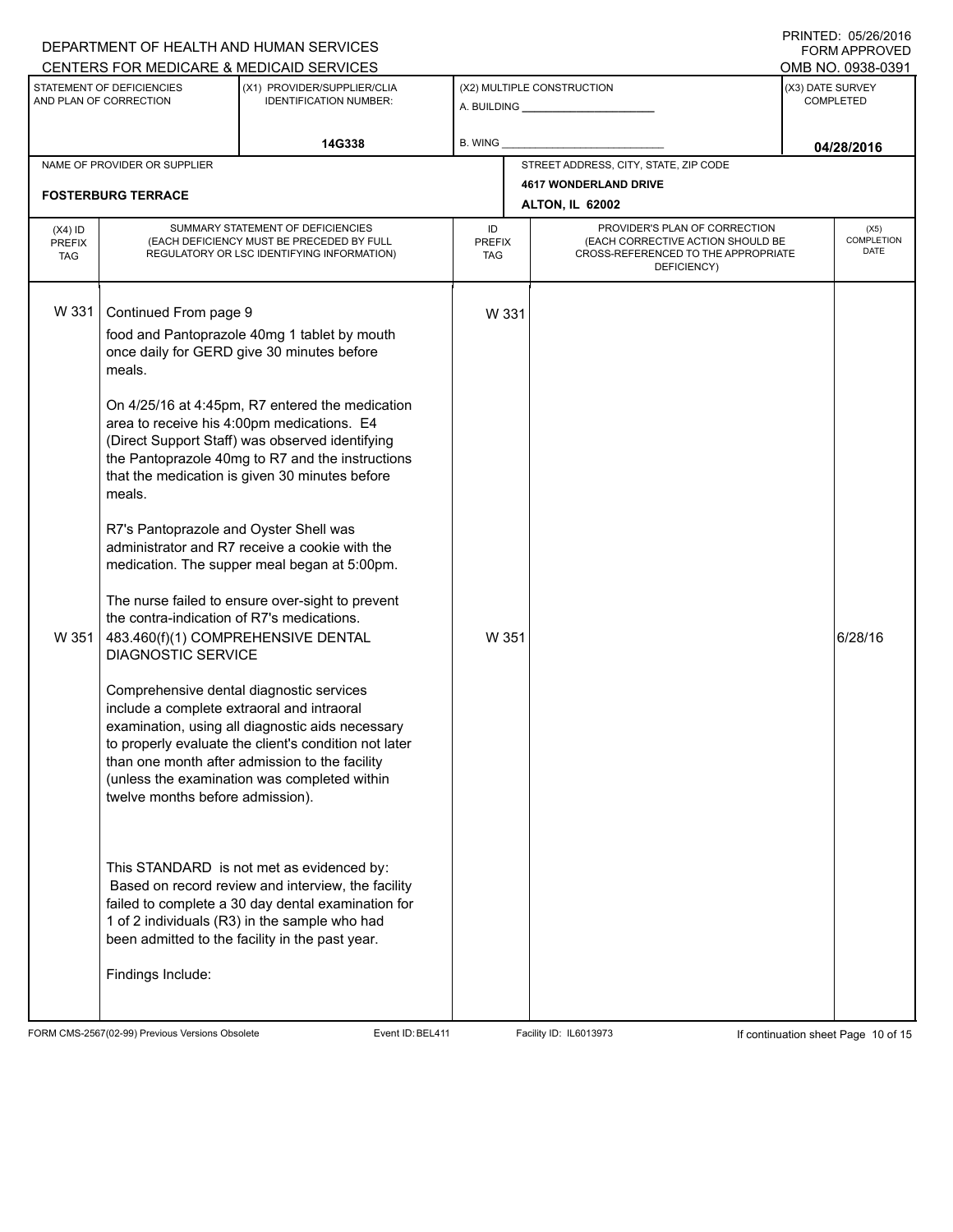DEPARTMENT OF HEALTH AND HUMAN SERVICES
CENTERS FOR MEDICARE & MEDICAID SERVICES

PRINTED: 05/26/2016
FORM APPROVED
OMB NO. 0938-0391

| STATEMENT OF DEFICIENCIES AND PLAN OF CORRECTION | (X1) PROVIDER/SUPPLIER/CLIA IDENTIFICATION NUMBER: | (X2) MULTIPLE CONSTRUCTION | (X3) DATE SURVEY COMPLETED |
|---|---|---|---|
| | 14G338 | A. BUILDING ______ B. WING ______ | 04/28/2016 |

| NAME OF PROVIDER OR SUPPLIER | STREET ADDRESS, CITY, STATE, ZIP CODE |
|---|---|
| FOSTERBURG TERRACE | 4617 WONDERLAND DRIVE ALTON, IL 62002 |

| (X4) ID PREFIX TAG | SUMMARY STATEMENT OF DEFICIENCIES (EACH DEFICIENCY MUST BE PRECEDED BY FULL REGULATORY OR LSC IDENTIFYING INFORMATION) | ID PREFIX TAG | PROVIDER'S PLAN OF CORRECTION (EACH CORRECTIVE ACTION SHOULD BE CROSS-REFERENCED TO THE APPROPRIATE DEFICIENCY) | (X5) COMPLETION DATE |
|---|---|---|---|---|
| W 331 | Continued From page 9<br>food and Pantoprazole 40mg 1 tablet by mouth once daily for GERD give 30 minutes before meals.<br><br>On 4/25/16 at 4:45pm, R7 entered the medication area to receive his 4:00pm medications. E4 (Direct Support Staff) was observed identifying the Pantoprazole 40mg to R7 and the instructions that the medication is given 30 minutes before meals.<br><br>R7's Pantoprazole and Oyster Shell was administrator and R7 receive a cookie with the medication. The supper meal began at 5:00pm.<br><br>The nurse failed to ensure over-sight to prevent the contra-indication of R7's medications. | W 331 | | |
| W 351 | 483.460(f)(1) COMPREHENSIVE DENTAL DIAGNOSTIC SERVICE<br><br>Comprehensive dental diagnostic services include a complete extraoral and intraoral examination, using all diagnostic aids necessary to properly evaluate the client's condition not later than one month after admission to the facility (unless the examination was completed within twelve months before admission).<br><br>This STANDARD is not met as evidenced by:<br>Based on record review and interview, the facility failed to complete a 30 day dental examination for 1 of 2 individuals (R3) in the sample who had been admitted to the facility in the past year.<br><br>Findings Include: | W 351 | | 6/28/16 |

FORM CMS-2567(02-99) Previous Versions Obsolete Event ID: BEL411 Facility ID: IL6013973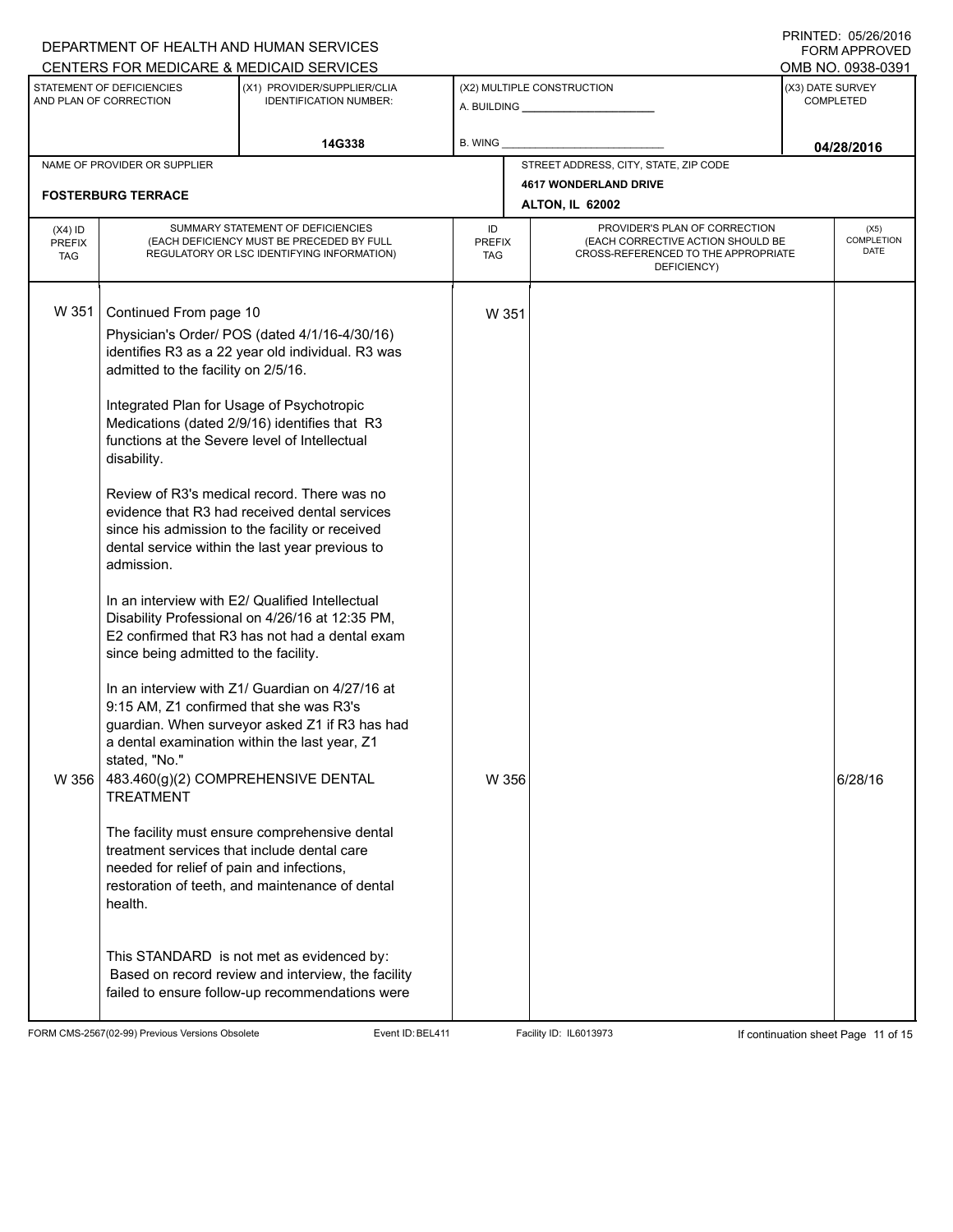DEPARTMENT OF HEALTH AND HUMAN SERVICES
CENTERS FOR MEDICARE & MEDICAID SERVICES

PRINTED: 05/26/2016
FORM APPROVED
OMB NO. 0938-0391

| STATEMENT OF DEFICIENCIES AND PLAN OF CORRECTION | (X1) PROVIDER/SUPPLIER/CLIA IDENTIFICATION NUMBER: | (X2) MULTIPLE CONSTRUCTION | (X3) DATE SURVEY COMPLETED |
|---|---|---|---|
| | 14G338 | A. BUILDING ______ B. WING ______ | 04/28/2016 |

| NAME OF PROVIDER OR SUPPLIER | STREET ADDRESS, CITY, STATE, ZIP CODE |
|---|---|
| FOSTERBURG TERRACE | 4617 WONDERLAND DRIVE ALTON, IL 62002 |

| (X4) ID PREFIX TAG | SUMMARY STATEMENT OF DEFICIENCIES (EACH DEFICIENCY MUST BE PRECEDED BY FULL REGULATORY OR LSC IDENTIFYING INFORMATION) | ID PREFIX TAG | PROVIDER'S PLAN OF CORRECTION (EACH CORRECTIVE ACTION SHOULD BE CROSS-REFERENCED TO THE APPROPRIATE DEFICIENCY) | (X5) COMPLETION DATE |
|---|---|---|---|---|
| W 351 | Continued From page 10<br><br>Physician's Order/ POS (dated 4/1/16-4/30/16) identifies R3 as a 22 year old individual. R3 was admitted to the facility on 2/5/16.<br><br>Integrated Plan for Usage of Psychotropic Medications (dated 2/9/16) identifies that R3 functions at the Severe level of Intellectual disability.<br><br>Review of R3's medical record. There was no evidence that R3 had received dental services since his admission to the facility or received dental service within the last year previous to admission.<br><br>In an interview with E2/ Qualified Intellectual Disability Professional on 4/26/16 at 12:35 PM, E2 confirmed that R3 has not had a dental exam since being admitted to the facility.<br><br>In an interview with Z1/ Guardian on 4/27/16 at 9:15 AM, Z1 confirmed that she was R3's guardian. When surveyor asked Z1 if R3 has had a dental examination within the last year, Z1 stated, "No." | W 351 | | |
| W 356 | 483.460(g)(2) COMPREHENSIVE DENTAL TREATMENT<br><br>The facility must ensure comprehensive dental treatment services that include dental care needed for relief of pain and infections, restoration of teeth, and maintenance of dental health.<br><br>This STANDARD is not met as evidenced by:<br>Based on record review and interview, the facility failed to ensure follow-up recommendations were | W 356 | | 6/28/16 |

FORM CMS-2567(02-99) Previous Versions Obsolete Event ID: BEL411 Facility ID: IL6013973 If continuation sheet Page 11 of 15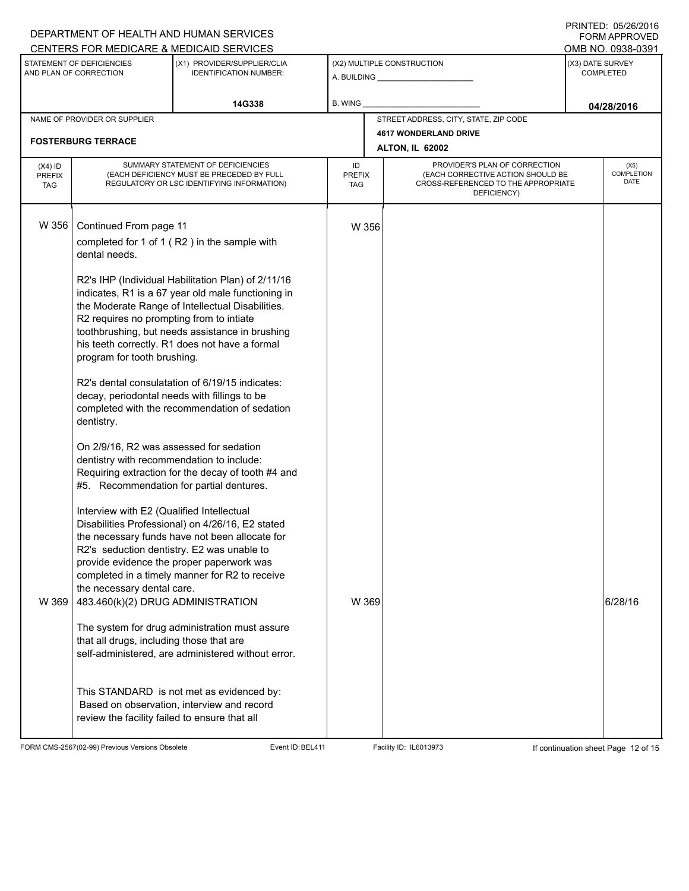DEPARTMENT OF HEALTH AND HUMAN SERVICES
CENTERS FOR MEDICARE & MEDICAID SERVICES

PRINTED: 05/26/2016
FORM APPROVED
OMB NO. 0938-0391

| STATEMENT OF DEFICIENCIES AND PLAN OF CORRECTION | (X1) PROVIDER/SUPPLIER/CLIA IDENTIFICATION NUMBER: | (X2) MULTIPLE CONSTRUCTION | (X3) DATE SURVEY COMPLETED |
|---|---|---|---|
| | 14G338 | A. BUILDING ______ B. WING ______ | 04/28/2016 |

| NAME OF PROVIDER OR SUPPLIER | STREET ADDRESS, CITY, STATE, ZIP CODE |
|---|---|
| FOSTERBURG TERRACE | 4617 WONDERLAND DRIVE ALTON, IL 62002 |

| (X4) ID PREFIX TAG | SUMMARY STATEMENT OF DEFICIENCIES (EACH DEFICIENCY MUST BE PRECEDED BY FULL REGULATORY OR LSC IDENTIFYING INFORMATION) | ID PREFIX TAG | PROVIDER'S PLAN OF CORRECTION (EACH CORRECTIVE ACTION SHOULD BE CROSS-REFERENCED TO THE APPROPRIATE DEFICIENCY) | (X5) COMPLETION DATE |
|---|---|---|---|---|
| W 356 | Continued From page 11<br><br>completed for 1 of 1 ( R2 ) in the sample with dental needs.<br><br>R2's IHP (Individual Habilitation Plan) of 2/11/16 indicates, R1 is a 67 year old male functioning in the Moderate Range of Intellectual Disabilities. R2 requires no prompting from to intiate toothbrushing, but needs assistance in brushing his teeth correctly. R1 does not have a formal program for tooth brushing.<br><br>R2's dental consulatation of 6/19/15 indicates: decay, periodontal needs with fillings to be completed with the recommendation of sedation dentistry.<br><br>On 2/9/16, R2 was assessed for sedation dentistry with recommendation to include: Requiring extraction for the decay of tooth #4 and #5. Recommendation for partial dentures.<br><br>Interview with E2 (Qualified Intellectual Disabilities Professional) on 4/26/16, E2 stated the necessary funds have not been allocate for R2's seduction dentistry. E2 was unable to provide evidence the proper paperwork was completed in a timely manner for R2 to receive the necessary dental care. | W 356 | | |
| W 369 | 483.460(k)(2) DRUG ADMINISTRATION<br><br>The system for drug administration must assure that all drugs, including those that are self-administered, are administered without error.<br><br>This STANDARD is not met as evidenced by:<br>Based on observation, interview and record review the facility failed to ensure that all | W 369 | | 6/28/16 |

FORM CMS-2567(02-99) Previous Versions Obsolete | Event ID: BEL411 | Facility ID: IL6013973 | If continuation sheet Page 12 of 15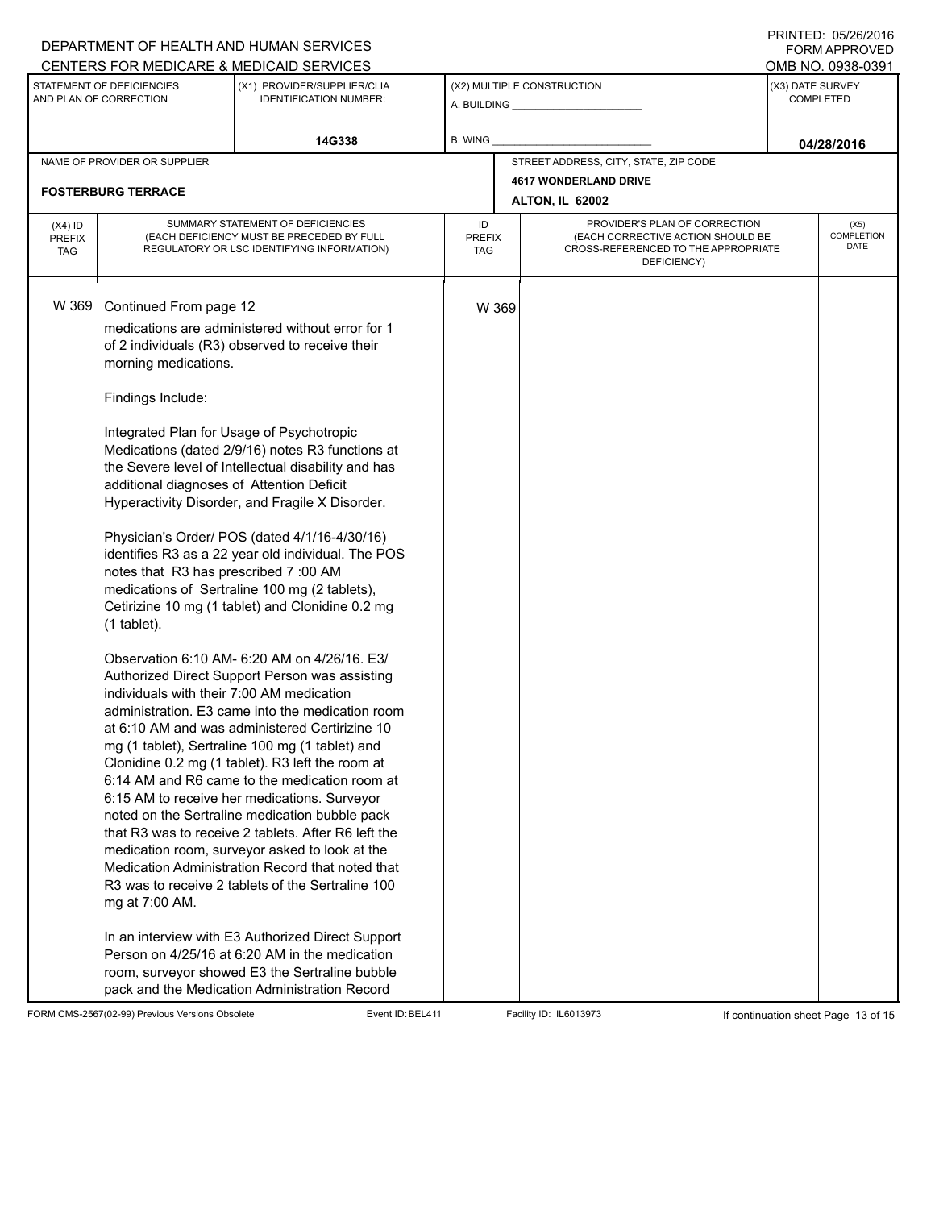DEPARTMENT OF HEALTH AND HUMAN SERVICES
CENTERS FOR MEDICARE & MEDICAID SERVICES

PRINTED: 05/26/2016
FORM APPROVED
OMB NO. 0938-0391

| STATEMENT OF DEFICIENCIES AND PLAN OF CORRECTION | (X1) PROVIDER/SUPPLIER/CLIA IDENTIFICATION NUMBER: | (X2) MULTIPLE CONSTRUCTION | (X3) DATE SURVEY COMPLETED |
|---|---|---|---|
| | 14G338 | A. BUILDING ______ B. WING ______ | 04/28/2016 |

| NAME OF PROVIDER OR SUPPLIER | STREET ADDRESS, CITY, STATE, ZIP CODE |
|---|---|
| FOSTERBURG TERRACE | 4617 WONDERLAND DRIVE ALTON, IL 62002 |

| (X4) ID PREFIX TAG | SUMMARY STATEMENT OF DEFICIENCIES (EACH DEFICIENCY MUST BE PRECEDED BY FULL REGULATORY OR LSC IDENTIFYING INFORMATION) | ID PREFIX TAG | PROVIDER'S PLAN OF CORRECTION (EACH CORRECTIVE ACTION SHOULD BE CROSS-REFERENCED TO THE APPROPRIATE DEFICIENCY) | (X5) COMPLETION DATE |
|---|---|---|---|---|
| W 369 | Continued From page 12 | W 369 | | |

medications are administered without error for 1 of 2 individuals (R3) observed to receive their morning medications.

Findings Include:

Integrated Plan for Usage of Psychotropic Medications (dated 2/9/16) notes R3 functions at the Severe level of Intellectual disability and has additional diagnoses of Attention Deficit Hyperactivity Disorder, and Fragile X Disorder.

Physician's Order/ POS (dated 4/1/16-4/30/16) identifies R3 as a 22 year old individual. The POS notes that R3 has prescribed 7 :00 AM medications of Sertraline 100 mg (2 tablets), Cetirizine 10 mg (1 tablet) and Clonidine 0.2 mg (1 tablet).

Observation 6:10 AM- 6:20 AM on 4/26/16. E3/ Authorized Direct Support Person was assisting individuals with their 7:00 AM medication administration. E3 came into the medication room at 6:10 AM and was administered Certirizine 10 mg (1 tablet), Sertraline 100 mg (1 tablet) and Clonidine 0.2 mg (1 tablet). R3 left the room at 6:14 AM and R6 came to the medication room at 6:15 AM to receive her medications. Surveyor noted on the Sertraline medication bubble pack that R3 was to receive 2 tablets. After R6 left the medication room, surveyor asked to look at the Medication Administration Record that noted that R3 was to receive 2 tablets of the Sertraline 100 mg at 7:00 AM.

In an interview with E3 Authorized Direct Support Person on 4/25/16 at 6:20 AM in the medication room, surveyor showed E3 the Sertraline bubble pack and the Medication Administration Record

FORM CMS-2567(02-99) Previous Versions Obsolete    Event ID: BEL411    Facility ID: IL6013973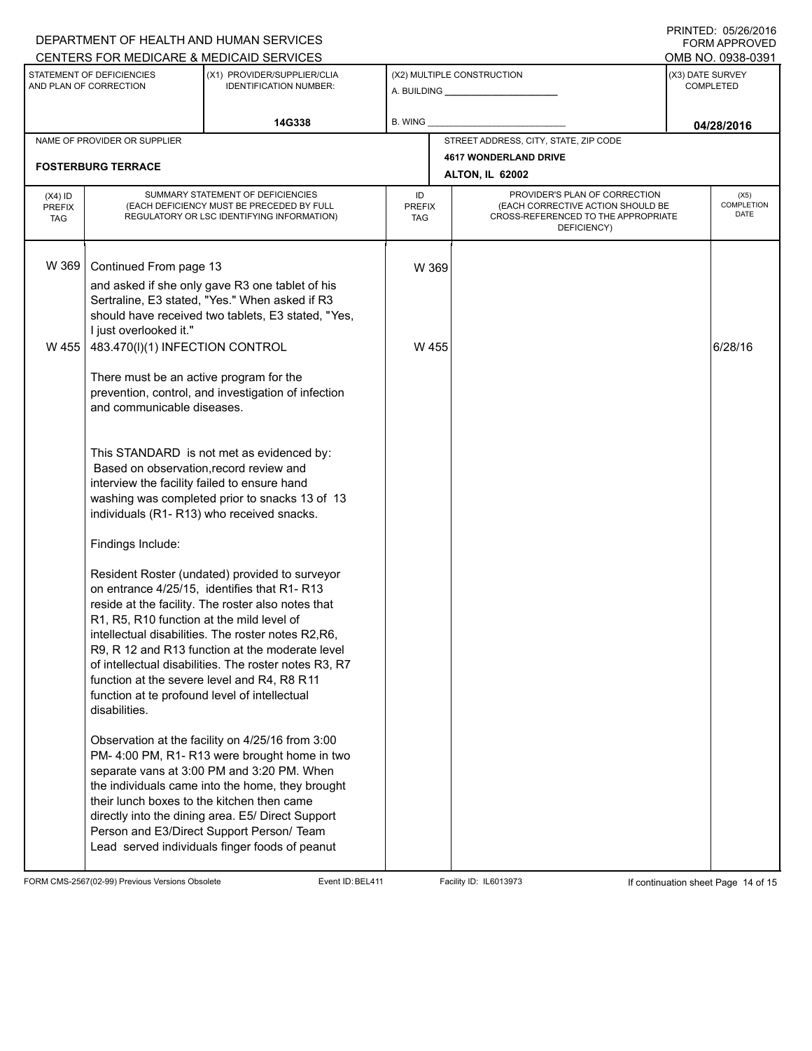DEPARTMENT OF HEALTH AND HUMAN SERVICES
CENTERS FOR MEDICARE & MEDICAID SERVICES

PRINTED: 05/26/2016
FORM APPROVED
OMB NO. 0938-0391

| STATEMENT OF DEFICIENCIES AND PLAN OF CORRECTION | (X1) PROVIDER/SUPPLIER/CLIA IDENTIFICATION NUMBER: | (X2) MULTIPLE CONSTRUCTION | (X3) DATE SURVEY COMPLETED |
|---|---|---|---|
| | 14G338 | A. BUILDING ______ B. WING ______ | 04/28/2016 |

| NAME OF PROVIDER OR SUPPLIER | STREET ADDRESS, CITY, STATE, ZIP CODE |
|---|---|
| FOSTERBURG TERRACE | 4617 WONDERLAND DRIVE ALTON, IL 62002 |

| (X4) ID PREFIX TAG | SUMMARY STATEMENT OF DEFICIENCIES (EACH DEFICIENCY MUST BE PRECEDED BY FULL REGULATORY OR LSC IDENTIFYING INFORMATION) | ID PREFIX TAG | PROVIDER'S PLAN OF CORRECTION (EACH CORRECTIVE ACTION SHOULD BE CROSS-REFERENCED TO THE APPROPRIATE DEFICIENCY) | (X5) COMPLETION DATE |
|---|---|---|---|---|
| W 369 | Continued From page 13<br><br>and asked if she only gave R3 one tablet of his Sertraline, E3 stated, "Yes." When asked if R3 should have received two tablets, E3 stated, "Yes, I just overlooked it." | W 369 | | |
| W 455 | 483.470(l)(1) INFECTION CONTROL<br><br>There must be an active program for the prevention, control, and investigation of infection and communicable diseases.<br><br>This STANDARD is not met as evidenced by:<br>Based on observation,record review and interview the facility failed to ensure hand washing was completed prior to snacks 13 of 13 individuals (R1- R13) who received snacks.<br><br>Findings Include:<br><br>Resident Roster (undated) provided to surveyor on entrance 4/25/15, identifies that R1- R13 reside at the facility. The roster also notes that R1, R5, R10 function at the mild level of intellectual disabilities. The roster notes R2,R6, R9, R 12 and R13 function at the moderate level of intellectual disabilities. The roster notes R3, R7 function at the severe level and R4, R8 R11 function at te profound level of intellectual disabilities.<br><br>Observation at the facility on 4/25/16 from 3:00 PM- 4:00 PM, R1- R13 were brought home in two separate vans at 3:00 PM and 3:20 PM. When the individuals came into the home, they brought their lunch boxes to the kitchen then came directly into the dining area. E5/ Direct Support Person and E3/Direct Support Person/ Team Lead served individuals finger foods of peanut | W 455 | | 6/28/16 |

FORM CMS-2567(02-99) Previous Versions Obsolete    Event ID: BEL411    Facility ID: IL6013973    If continuation sheet Page 14 of 15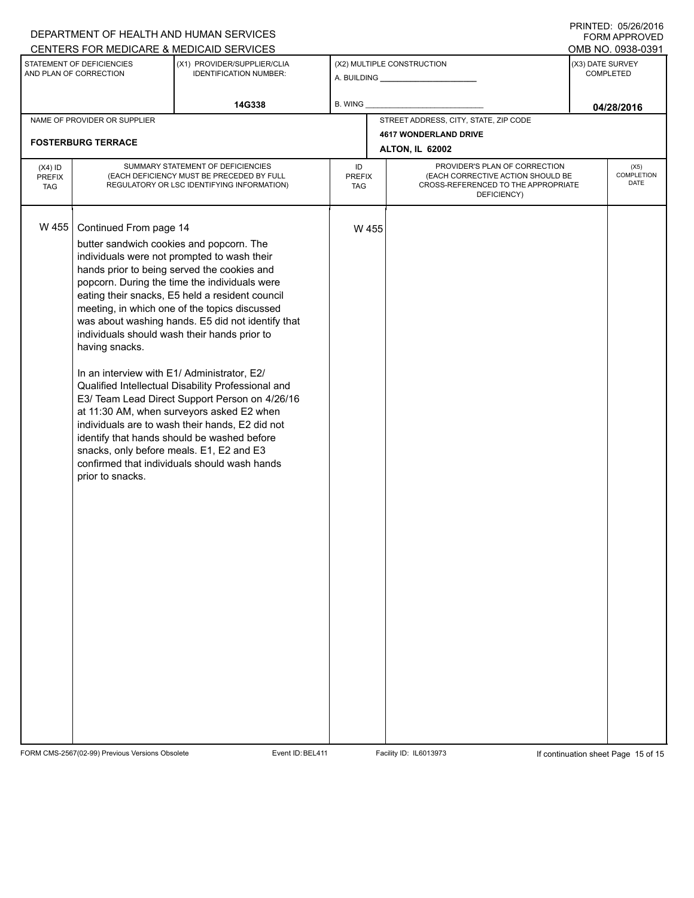DEPARTMENT OF HEALTH AND HUMAN SERVICES
CENTERS FOR MEDICARE & MEDICAID SERVICES

PRINTED: 05/26/2016
FORM APPROVED
OMB NO. 0938-0391

| STATEMENT OF DEFICIENCIES AND PLAN OF CORRECTION | (X1) PROVIDER/SUPPLIER/CLIA IDENTIFICATION NUMBER: | (X2) MULTIPLE CONSTRUCTION | (X3) DATE SURVEY COMPLETED |
|---|---|---|---|
| | 14G338 | A. BUILDING ______ B. WING ______ | 04/28/2016 |

| NAME OF PROVIDER OR SUPPLIER | STREET ADDRESS, CITY, STATE, ZIP CODE |
|---|---|
| FOSTERBURG TERRACE | 4617 WONDERLAND DRIVE ALTON, IL 62002 |

| (X4) ID PREFIX TAG | SUMMARY STATEMENT OF DEFICIENCIES (EACH DEFICIENCY MUST BE PRECEDED BY FULL REGULATORY OR LSC IDENTIFYING INFORMATION) | ID PREFIX TAG | PROVIDER'S PLAN OF CORRECTION (EACH CORRECTIVE ACTION SHOULD BE CROSS-REFERENCED TO THE APPROPRIATE DEFICIENCY) | (X5) COMPLETION DATE |
|---|---|---|---|---|
| W 455 | Continued From page 14<br>butter sandwich cookies and popcorn. The individuals were not prompted to wash their hands prior to being served the cookies and popcorn. During the time the individuals were eating their snacks, E5 held a resident council meeting, in which one of the topics discussed was about washing hands. E5 did not identify that individuals should wash their hands prior to having snacks.<br><br>In an interview with E1/ Administrator, E2/ Qualified Intellectual Disability Professional and E3/ Team Lead Direct Support Person on 4/26/16 at 11:30 AM, when surveyors asked E2 when individuals are to wash their hands, E2 did not identify that hands should be washed before snacks, only before meals. E1, E2 and E3 confirmed that individuals should wash hands prior to snacks. | W 455 | | |

FORM CMS-2567(02-99) Previous Versions Obsolete | Event ID: BEL411 | Facility ID: IL6013973